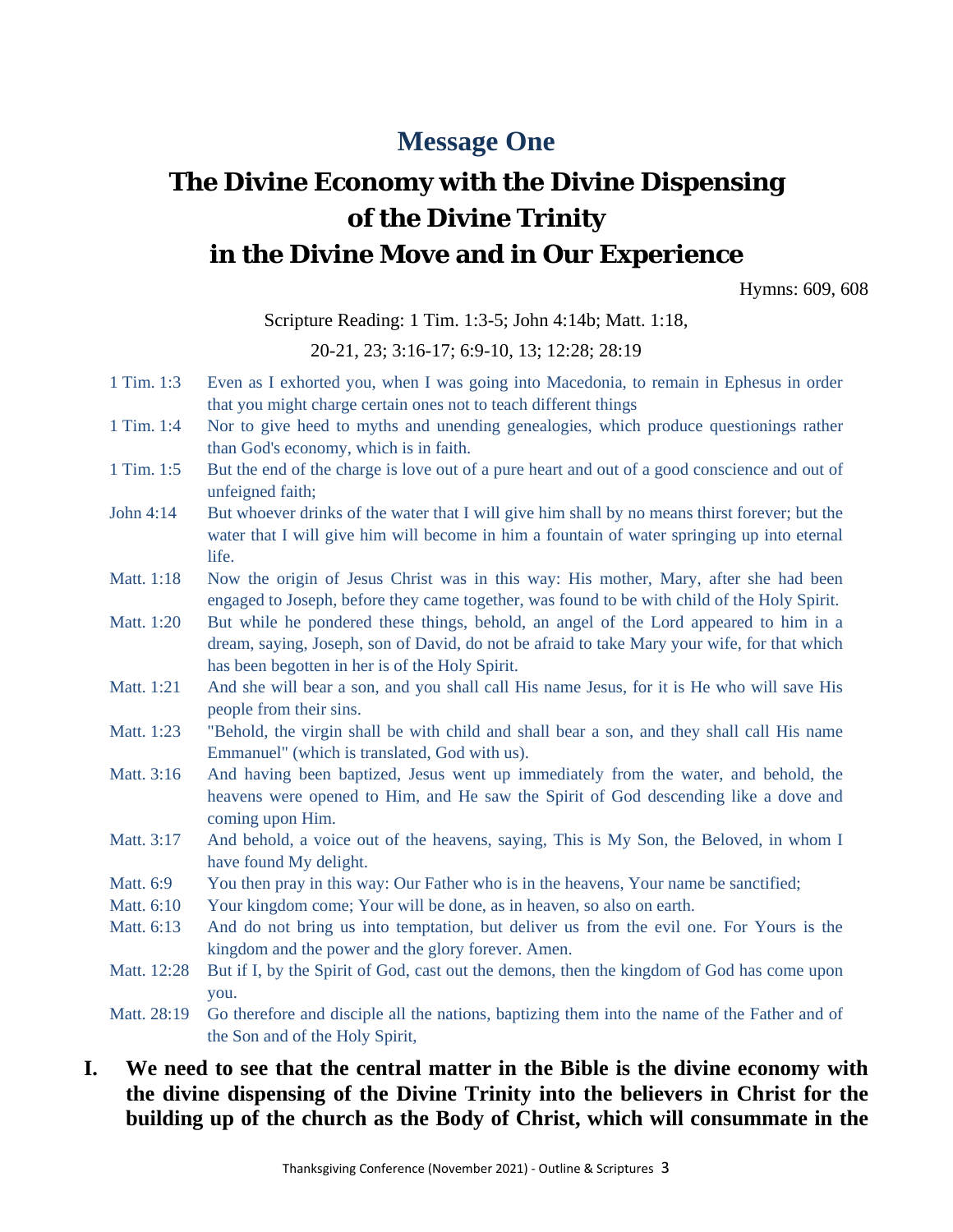## Message One

# The Divine Economy with the Divine Dispensing of the Divine Trinity in the Divine Move and in Our Experience

Hymns: 609, 608

Scripture Reading: 1 Tim. 1:3-5; John 4:14b; Matt. 1:18, 20-21, 23; 3:16-17; 6:9-10, 13; 12:28; 28:19

| | |
|---|---|
| 1 Tim. 1:3 | Even as I exhorted you, when I was going into Macedonia, to remain in Ephesus in order that you might charge certain ones not to teach different things |
| 1 Tim. 1:4 | Nor to give heed to myths and unending genealogies, which produce questionings rather than God's economy, which is in faith. |
| 1 Tim. 1:5 | But the end of the charge is love out of a pure heart and out of a good conscience and out of unfeigned faith; |
| John 4:14 | But whoever drinks of the water that I will give him shall by no means thirst forever; but the water that I will give him will become in him a fountain of water springing up into eternal life. |
| Matt. 1:18 | Now the origin of Jesus Christ was in this way: His mother, Mary, after she had been engaged to Joseph, before they came together, was found to be with child of the Holy Spirit. |
| Matt. 1:20 | But while he pondered these things, behold, an angel of the Lord appeared to him in a dream, saying, Joseph, son of David, do not be afraid to take Mary your wife, for that which has been begotten in her is of the Holy Spirit. |
| Matt. 1:21 | And she will bear a son, and you shall call His name Jesus, for it is He who will save His people from their sins. |
| Matt. 1:23 | "Behold, the virgin shall be with child and shall bear a son, and they shall call His name Emmanuel" (which is translated, God with us). |
| Matt. 3:16 | And having been baptized, Jesus went up immediately from the water, and behold, the heavens were opened to Him, and He saw the Spirit of God descending like a dove and coming upon Him. |
| Matt. 3:17 | And behold, a voice out of the heavens, saying, This is My Son, the Beloved, in whom I have found My delight. |
| Matt. 6:9 | You then pray in this way: Our Father who is in the heavens, Your name be sanctified; |
| Matt. 6:10 | Your kingdom come; Your will be done, as in heaven, so also on earth. |
| Matt. 6:13 | And do not bring us into temptation, but deliver us from the evil one. For Yours is the kingdom and the power and the glory forever. Amen. |
| Matt. 12:28 | But if I, by the Spirit of God, cast out the demons, then the kingdom of God has come upon you. |
| Matt. 28:19 | Go therefore and disciple all the nations, baptizing them into the name of the Father and of the Son and of the Holy Spirit, |

**I. We need to see that the central matter in the Bible is the divine economy with the divine dispensing of the Divine Trinity into the believers in Christ for the building up of the church as the Body of Christ, which will consummate in the**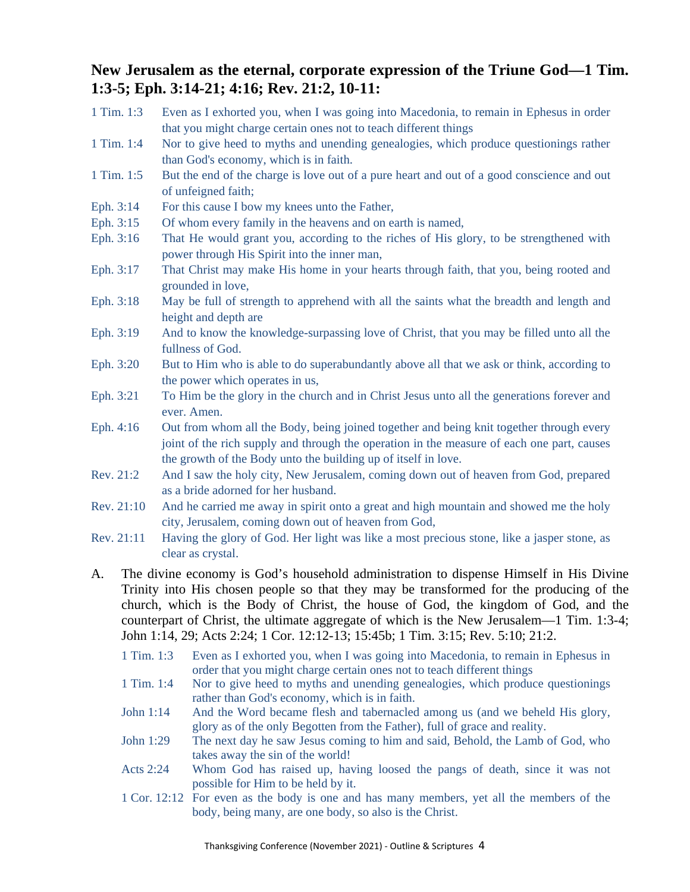## New Jerusalem as the eternal, corporate expression of the Triune God—1 Tim. 1:3-5; Eph. 3:14-21; 4:16; Rev. 21:2, 10-11:

| | |
|---|---|
| 1 Tim. 1:3 | Even as I exhorted you, when I was going into Macedonia, to remain in Ephesus in order that you might charge certain ones not to teach different things |
| 1 Tim. 1:4 | Nor to give heed to myths and unending genealogies, which produce questionings rather than God's economy, which is in faith. |
| 1 Tim. 1:5 | But the end of the charge is love out of a pure heart and out of a good conscience and out of unfeigned faith; |
| Eph. 3:14 | For this cause I bow my knees unto the Father, |
| Eph. 3:15 | Of whom every family in the heavens and on earth is named, |
| Eph. 3:16 | That He would grant you, according to the riches of His glory, to be strengthened with power through His Spirit into the inner man, |
| Eph. 3:17 | That Christ may make His home in your hearts through faith, that you, being rooted and grounded in love, |
| Eph. 3:18 | May be full of strength to apprehend with all the saints what the breadth and length and height and depth are |
| Eph. 3:19 | And to know the knowledge-surpassing love of Christ, that you may be filled unto all the fullness of God. |
| Eph. 3:20 | But to Him who is able to do superabundantly above all that we ask or think, according to the power which operates in us, |
| Eph. 3:21 | To Him be the glory in the church and in Christ Jesus unto all the generations forever and ever. Amen. |
| Eph. 4:16 | Out from whom all the Body, being joined together and being knit together through every joint of the rich supply and through the operation in the measure of each one part, causes the growth of the Body unto the building up of itself in love. |
| Rev. 21:2 | And I saw the holy city, New Jerusalem, coming down out of heaven from God, prepared as a bride adorned for her husband. |
| Rev. 21:10 | And he carried me away in spirit onto a great and high mountain and showed me the holy city, Jerusalem, coming down out of heaven from God, |
| Rev. 21:11 | Having the glory of God. Her light was like a most precious stone, like a jasper stone, as clear as crystal. |

A. The divine economy is God's household administration to dispense Himself in His Divine Trinity into His chosen people so that they may be transformed for the producing of the church, which is the Body of Christ, the house of God, the kingdom of God, and the counterpart of Christ, the ultimate aggregate of which is the New Jerusalem—1 Tim. 1:3-4; John 1:14, 29; Acts 2:24; 1 Cor. 12:12-13; 15:45b; 1 Tim. 3:15; Rev. 5:10; 21:2.

| | |
|---|---|
| 1 Tim. 1:3 | Even as I exhorted you, when I was going into Macedonia, to remain in Ephesus in order that you might charge certain ones not to teach different things |
| 1 Tim. 1:4 | Nor to give heed to myths and unending genealogies, which produce questionings rather than God's economy, which is in faith. |
| John 1:14 | And the Word became flesh and tabernacled among us (and we beheld His glory, glory as of the only Begotten from the Father), full of grace and reality. |
| John 1:29 | The next day he saw Jesus coming to him and said, Behold, the Lamb of God, who takes away the sin of the world! |
| Acts 2:24 | Whom God has raised up, having loosed the pangs of death, since it was not possible for Him to be held by it. |
| 1 Cor. 12:12 | For even as the body is one and has many members, yet all the members of the body, being many, are one body, so also is the Christ. |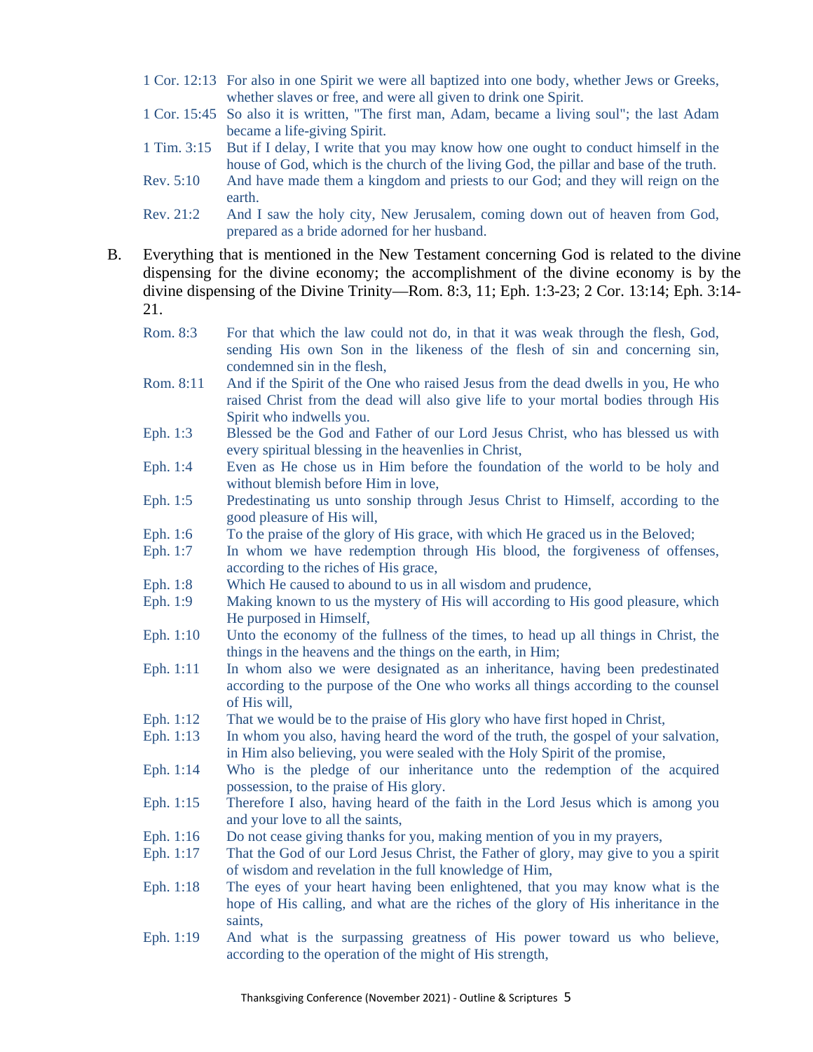1 Cor. 12:13 For also in one Spirit we were all baptized into one body, whether Jews or Greeks, whether slaves or free, and were all given to drink one Spirit.

1 Cor. 15:45 So also it is written, "The first man, Adam, became a living soul"; the last Adam became a life-giving Spirit.

1 Tim. 3:15 But if I delay, I write that you may know how one ought to conduct himself in the house of God, which is the church of the living God, the pillar and base of the truth.

Rev. 5:10 And have made them a kingdom and priests to our God; and they will reign on the earth.

Rev. 21:2 And I saw the holy city, New Jerusalem, coming down out of heaven from God, prepared as a bride adorned for her husband.

B. Everything that is mentioned in the New Testament concerning God is related to the divine dispensing for the divine economy; the accomplishment of the divine economy is by the divine dispensing of the Divine Trinity—Rom. 8:3, 11; Eph. 1:3-23; 2 Cor. 13:14; Eph. 3:14-21.

Rom. 8:3 For that which the law could not do, in that it was weak through the flesh, God, sending His own Son in the likeness of the flesh of sin and concerning sin, condemned sin in the flesh,

Rom. 8:11 And if the Spirit of the One who raised Jesus from the dead dwells in you, He who raised Christ from the dead will also give life to your mortal bodies through His Spirit who indwells you.

Eph. 1:3 Blessed be the God and Father of our Lord Jesus Christ, who has blessed us with every spiritual blessing in the heavenlies in Christ,

Eph. 1:4 Even as He chose us in Him before the foundation of the world to be holy and without blemish before Him in love,

Eph. 1:5 Predestinating us unto sonship through Jesus Christ to Himself, according to the good pleasure of His will,

Eph. 1:6 To the praise of the glory of His grace, with which He graced us in the Beloved;

Eph. 1:7 In whom we have redemption through His blood, the forgiveness of offenses, according to the riches of His grace,

Eph. 1:8 Which He caused to abound to us in all wisdom and prudence,

Eph. 1:9 Making known to us the mystery of His will according to His good pleasure, which He purposed in Himself,

Eph. 1:10 Unto the economy of the fullness of the times, to head up all things in Christ, the things in the heavens and the things on the earth, in Him;

Eph. 1:11 In whom also we were designated as an inheritance, having been predestinated according to the purpose of the One who works all things according to the counsel of His will,

Eph. 1:12 That we would be to the praise of His glory who have first hoped in Christ,

Eph. 1:13 In whom you also, having heard the word of the truth, the gospel of your salvation, in Him also believing, you were sealed with the Holy Spirit of the promise,

Eph. 1:14 Who is the pledge of our inheritance unto the redemption of the acquired possession, to the praise of His glory.

Eph. 1:15 Therefore I also, having heard of the faith in the Lord Jesus which is among you and your love to all the saints,

Eph. 1:16 Do not cease giving thanks for you, making mention of you in my prayers,

Eph. 1:17 That the God of our Lord Jesus Christ, the Father of glory, may give to you a spirit of wisdom and revelation in the full knowledge of Him,

Eph. 1:18 The eyes of your heart having been enlightened, that you may know what is the hope of His calling, and what are the riches of the glory of His inheritance in the saints,

Eph. 1:19 And what is the surpassing greatness of His power toward us who believe, according to the operation of the might of His strength,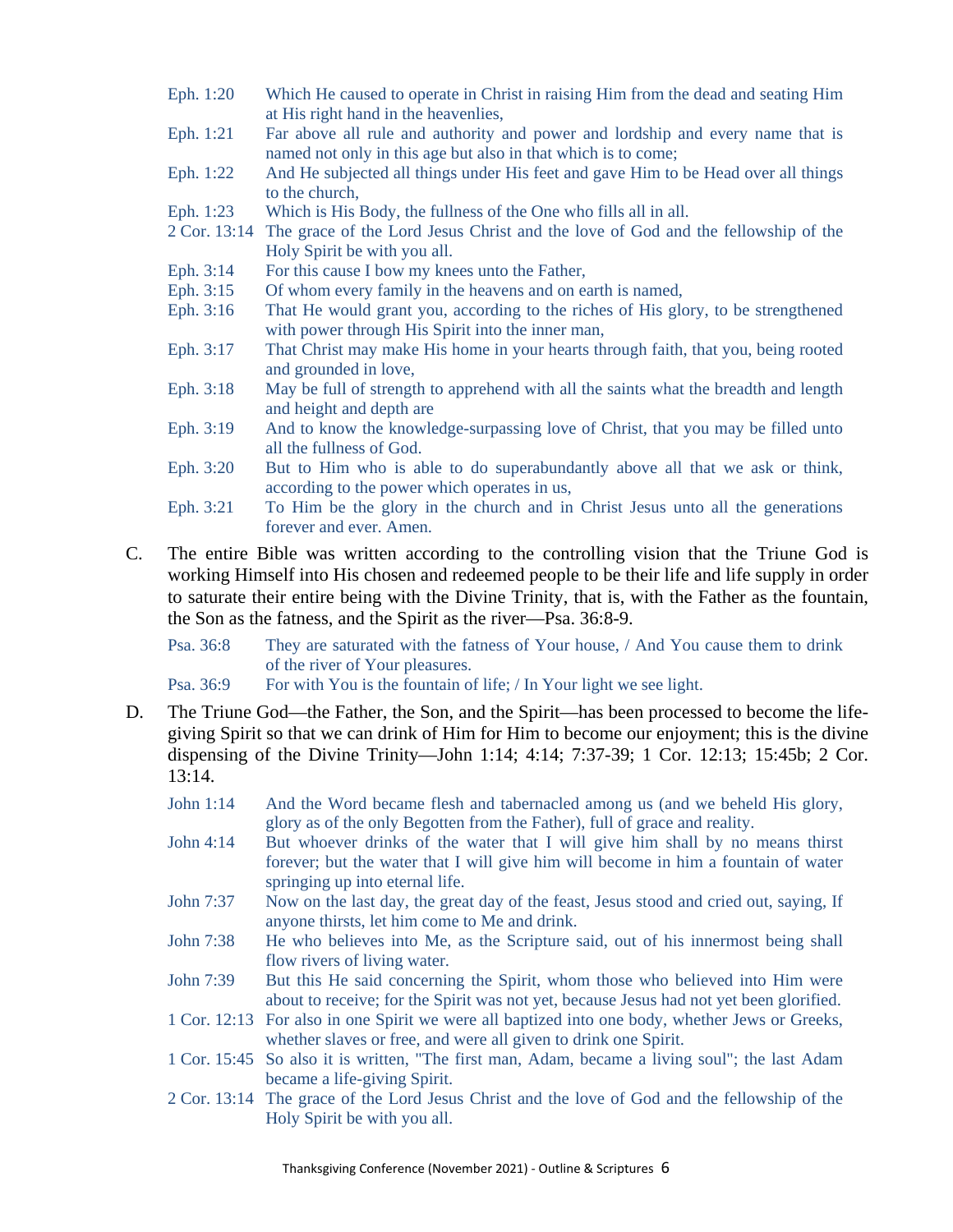Eph. 1:20 Which He caused to operate in Christ in raising Him from the dead and seating Him at His right hand in the heavenlies,

Eph. 1:21 Far above all rule and authority and power and lordship and every name that is named not only in this age but also in that which is to come;

Eph. 1:22 And He subjected all things under His feet and gave Him to be Head over all things to the church,

Eph. 1:23 Which is His Body, the fullness of the One who fills all in all.

2 Cor. 13:14 The grace of the Lord Jesus Christ and the love of God and the fellowship of the Holy Spirit be with you all.

Eph. 3:14 For this cause I bow my knees unto the Father,

Eph. 3:15 Of whom every family in the heavens and on earth is named,

Eph. 3:16 That He would grant you, according to the riches of His glory, to be strengthened with power through His Spirit into the inner man,

Eph. 3:17 That Christ may make His home in your hearts through faith, that you, being rooted and grounded in love,

Eph. 3:18 May be full of strength to apprehend with all the saints what the breadth and length and height and depth are

Eph. 3:19 And to know the knowledge-surpassing love of Christ, that you may be filled unto all the fullness of God.

Eph. 3:20 But to Him who is able to do superabundantly above all that we ask or think, according to the power which operates in us,

Eph. 3:21 To Him be the glory in the church and in Christ Jesus unto all the generations forever and ever. Amen.

C. The entire Bible was written according to the controlling vision that the Triune God is working Himself into His chosen and redeemed people to be their life and life supply in order to saturate their entire being with the Divine Trinity, that is, with the Father as the fountain, the Son as the fatness, and the Spirit as the river—Psa. 36:8-9.

Psa. 36:8 They are saturated with the fatness of Your house, / And You cause them to drink of the river of Your pleasures.

Psa. 36:9 For with You is the fountain of life; / In Your light we see light.

D. The Triune God—the Father, the Son, and the Spirit—has been processed to become the life-giving Spirit so that we can drink of Him for Him to become our enjoyment; this is the divine dispensing of the Divine Trinity—John 1:14; 4:14; 7:37-39; 1 Cor. 12:13; 15:45b; 2 Cor. 13:14.

John 1:14 And the Word became flesh and tabernacled among us (and we beheld His glory, glory as of the only Begotten from the Father), full of grace and reality.

John 4:14 But whoever drinks of the water that I will give him shall by no means thirst forever; but the water that I will give him will become in him a fountain of water springing up into eternal life.

John 7:37 Now on the last day, the great day of the feast, Jesus stood and cried out, saying, If anyone thirsts, let him come to Me and drink.

John 7:38 He who believes into Me, as the Scripture said, out of his innermost being shall flow rivers of living water.

John 7:39 But this He said concerning the Spirit, whom those who believed into Him were about to receive; for the Spirit was not yet, because Jesus had not yet been glorified.

1 Cor. 12:13 For also in one Spirit we were all baptized into one body, whether Jews or Greeks, whether slaves or free, and were all given to drink one Spirit.

1 Cor. 15:45 So also it is written, "The first man, Adam, became a living soul"; the last Adam became a life-giving Spirit.

2 Cor. 13:14 The grace of the Lord Jesus Christ and the love of God and the fellowship of the Holy Spirit be with you all.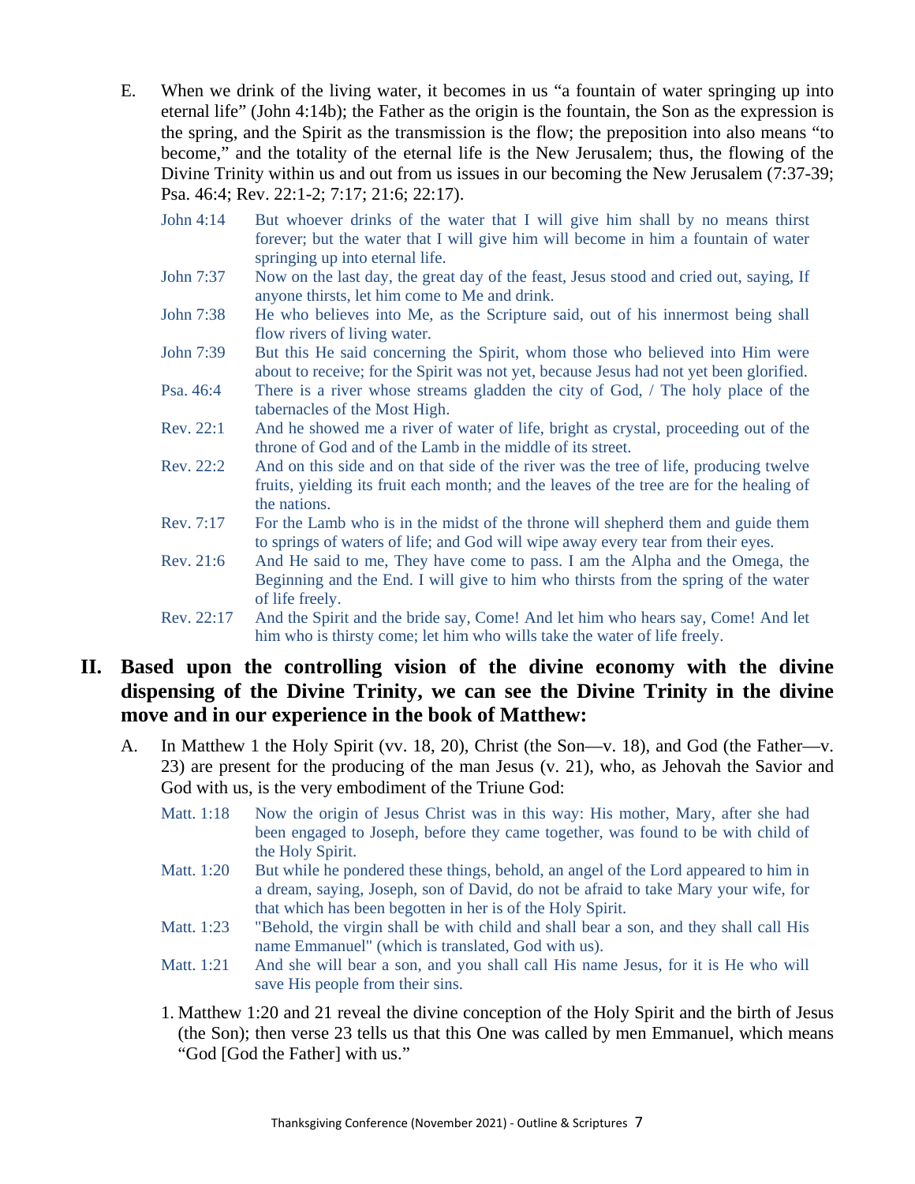E. When we drink of the living water, it becomes in us "a fountain of water springing up into eternal life" (John 4:14b); the Father as the origin is the fountain, the Son as the expression is the spring, and the Spirit as the transmission is the flow; the preposition into also means "to become," and the totality of the eternal life is the New Jerusalem; thus, the flowing of the Divine Trinity within us and out from us issues in our becoming the New Jerusalem (7:37-39; Psa. 46:4; Rev. 22:1-2; 7:17; 21:6; 22:17).

John 4:14 But whoever drinks of the water that I will give him shall by no means thirst forever; but the water that I will give him will become in him a fountain of water springing up into eternal life.

John 7:37 Now on the last day, the great day of the feast, Jesus stood and cried out, saying, If anyone thirsts, let him come to Me and drink.

John 7:38 He who believes into Me, as the Scripture said, out of his innermost being shall flow rivers of living water.

John 7:39 But this He said concerning the Spirit, whom those who believed into Him were about to receive; for the Spirit was not yet, because Jesus had not yet been glorified.

Psa. 46:4 There is a river whose streams gladden the city of God, / The holy place of the tabernacles of the Most High.

Rev. 22:1 And he showed me a river of water of life, bright as crystal, proceeding out of the throne of God and of the Lamb in the middle of its street.

Rev. 22:2 And on this side and on that side of the river was the tree of life, producing twelve fruits, yielding its fruit each month; and the leaves of the tree are for the healing of the nations.

Rev. 7:17 For the Lamb who is in the midst of the throne will shepherd them and guide them to springs of waters of life; and God will wipe away every tear from their eyes.

Rev. 21:6 And He said to me, They have come to pass. I am the Alpha and the Omega, the Beginning and the End. I will give to him who thirsts from the spring of the water of life freely.

Rev. 22:17 And the Spirit and the bride say, Come! And let him who hears say, Come! And let him who is thirsty come; let him who wills take the water of life freely.

## II. Based upon the controlling vision of the divine economy with the divine dispensing of the Divine Trinity, we can see the Divine Trinity in the divine move and in our experience in the book of Matthew:

A. In Matthew 1 the Holy Spirit (vv. 18, 20), Christ (the Son—v. 18), and God (the Father—v. 23) are present for the producing of the man Jesus (v. 21), who, as Jehovah the Savior and God with us, is the very embodiment of the Triune God:

Matt. 1:18 Now the origin of Jesus Christ was in this way: His mother, Mary, after she had been engaged to Joseph, before they came together, was found to be with child of the Holy Spirit.

Matt. 1:20 But while he pondered these things, behold, an angel of the Lord appeared to him in a dream, saying, Joseph, son of David, do not be afraid to take Mary your wife, for that which has been begotten in her is of the Holy Spirit.

Matt. 1:23 "Behold, the virgin shall be with child and shall bear a son, and they shall call His name Emmanuel" (which is translated, God with us).

Matt. 1:21 And she will bear a son, and you shall call His name Jesus, for it is He who will save His people from their sins.

1. Matthew 1:20 and 21 reveal the divine conception of the Holy Spirit and the birth of Jesus (the Son); then verse 23 tells us that this One was called by men Emmanuel, which means "God [God the Father] with us."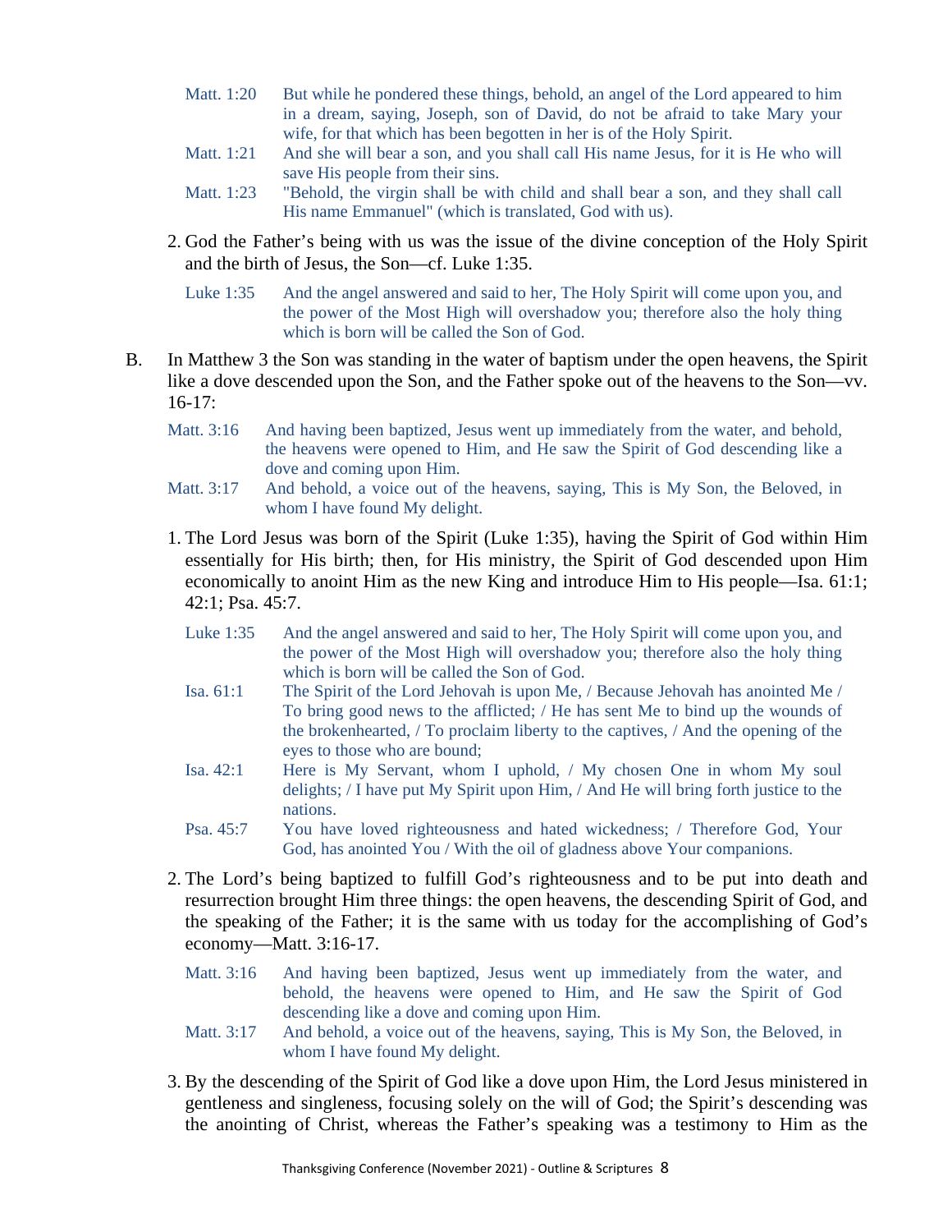Matt. 1:20 But while he pondered these things, behold, an angel of the Lord appeared to him in a dream, saying, Joseph, son of David, do not be afraid to take Mary your wife, for that which has been begotten in her is of the Holy Spirit.

Matt. 1:21 And she will bear a son, and you shall call His name Jesus, for it is He who will save His people from their sins.

Matt. 1:23 "Behold, the virgin shall be with child and shall bear a son, and they shall call His name Emmanuel" (which is translated, God with us).

2. God the Father's being with us was the issue of the divine conception of the Holy Spirit and the birth of Jesus, the Son—cf. Luke 1:35.

   Luke 1:35 And the angel answered and said to her, The Holy Spirit will come upon you, and the power of the Most High will overshadow you; therefore also the holy thing which is born will be called the Son of God.

B. In Matthew 3 the Son was standing in the water of baptism under the open heavens, the Spirit like a dove descended upon the Son, and the Father spoke out of the heavens to the Son—vv. 16-17:

   Matt. 3:16 And having been baptized, Jesus went up immediately from the water, and behold, the heavens were opened to Him, and He saw the Spirit of God descending like a dove and coming upon Him.

   Matt. 3:17 And behold, a voice out of the heavens, saying, This is My Son, the Beloved, in whom I have found My delight.

1. The Lord Jesus was born of the Spirit (Luke 1:35), having the Spirit of God within Him essentially for His birth; then, for His ministry, the Spirit of God descended upon Him economically to anoint Him as the new King and introduce Him to His people—Isa. 61:1; 42:1; Psa. 45:7.

   Luke 1:35 And the angel answered and said to her, The Holy Spirit will come upon you, and the power of the Most High will overshadow you; therefore also the holy thing which is born will be called the Son of God.

   Isa. 61:1 The Spirit of the Lord Jehovah is upon Me, / Because Jehovah has anointed Me / To bring good news to the afflicted; / He has sent Me to bind up the wounds of the brokenhearted, / To proclaim liberty to the captives, / And the opening of the eyes to those who are bound;

   Isa. 42:1 Here is My Servant, whom I uphold, / My chosen One in whom My soul delights; / I have put My Spirit upon Him, / And He will bring forth justice to the nations.

   Psa. 45:7 You have loved righteousness and hated wickedness; / Therefore God, Your God, has anointed You / With the oil of gladness above Your companions.

2. The Lord's being baptized to fulfill God's righteousness and to be put into death and resurrection brought Him three things: the open heavens, the descending Spirit of God, and the speaking of the Father; it is the same with us today for the accomplishing of God's economy—Matt. 3:16-17.

   Matt. 3:16 And having been baptized, Jesus went up immediately from the water, and behold, the heavens were opened to Him, and He saw the Spirit of God descending like a dove and coming upon Him.

   Matt. 3:17 And behold, a voice out of the heavens, saying, This is My Son, the Beloved, in whom I have found My delight.

3. By the descending of the Spirit of God like a dove upon Him, the Lord Jesus ministered in gentleness and singleness, focusing solely on the will of God; the Spirit's descending was the anointing of Christ, whereas the Father's speaking was a testimony to Him as the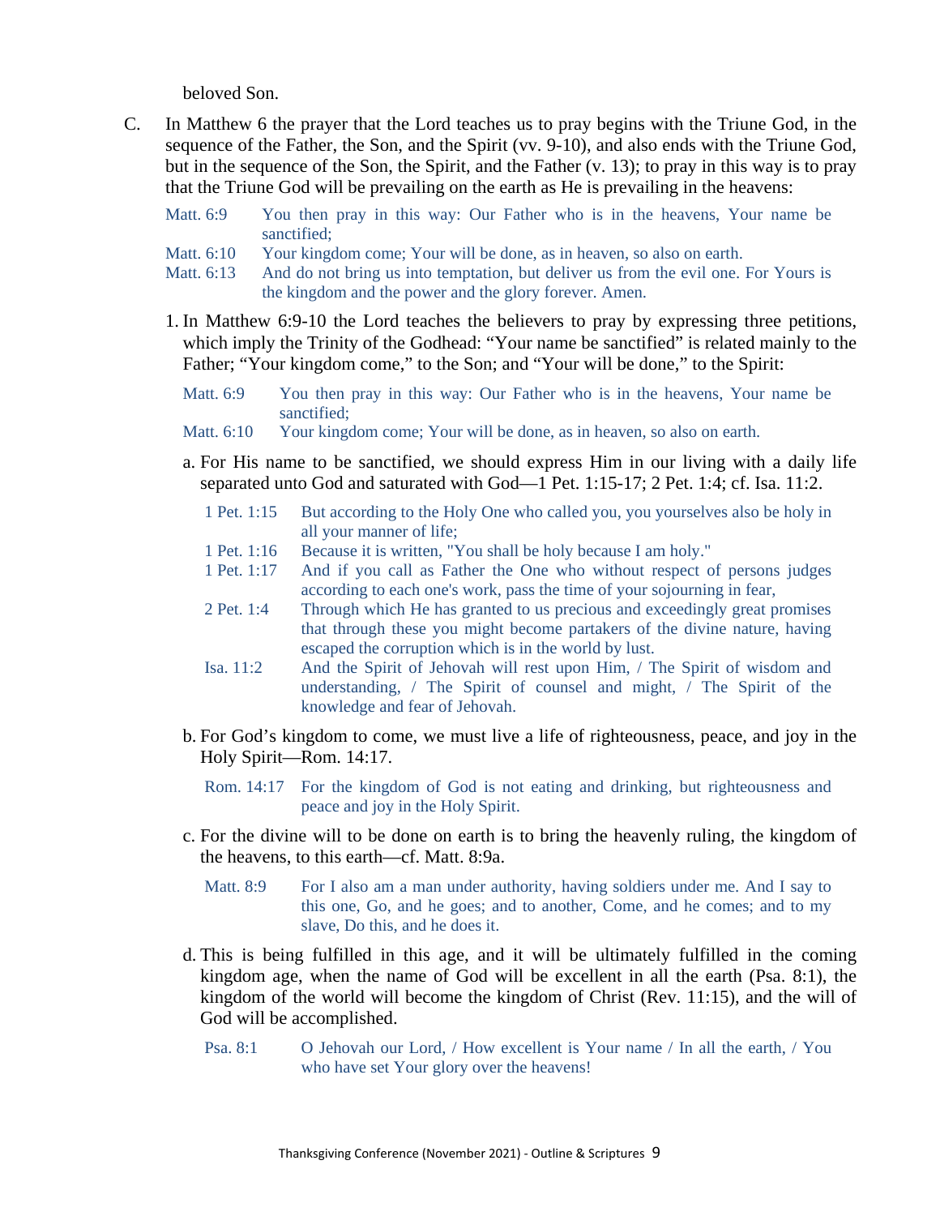beloved Son.

C. In Matthew 6 the prayer that the Lord teaches us to pray begins with the Triune God, in the sequence of the Father, the Son, and the Spirit (vv. 9-10), and also ends with the Triune God, but in the sequence of the Son, the Spirit, and the Father (v. 13); to pray in this way is to pray that the Triune God will be prevailing on the earth as He is prevailing in the heavens:

> Matt. 6:9 You then pray in this way: Our Father who is in the heavens, Your name be sanctified;
> Matt. 6:10 Your kingdom come; Your will be done, as in heaven, so also on earth.
> Matt. 6:13 And do not bring us into temptation, but deliver us from the evil one. For Yours is the kingdom and the power and the glory forever. Amen.

1. In Matthew 6:9-10 the Lord teaches the believers to pray by expressing three petitions, which imply the Trinity of the Godhead: "Your name be sanctified" is related mainly to the Father; "Your kingdom come," to the Son; and "Your will be done," to the Spirit:

> Matt. 6:9 You then pray in this way: Our Father who is in the heavens, Your name be sanctified;
> Matt. 6:10 Your kingdom come; Your will be done, as in heaven, so also on earth.

a. For His name to be sanctified, we should express Him in our living with a daily life separated unto God and saturated with God—1 Pet. 1:15-17; 2 Pet. 1:4; cf. Isa. 11:2.

> 1 Pet. 1:15 But according to the Holy One who called you, you yourselves also be holy in all your manner of life;
> 1 Pet. 1:16 Because it is written, "You shall be holy because I am holy."
> 1 Pet. 1:17 And if you call as Father the One who without respect of persons judges according to each one's work, pass the time of your sojourning in fear,
> 2 Pet. 1:4 Through which He has granted to us precious and exceedingly great promises that through these you might become partakers of the divine nature, having escaped the corruption which is in the world by lust.
> Isa. 11:2 And the Spirit of Jehovah will rest upon Him, / The Spirit of wisdom and understanding, / The Spirit of counsel and might, / The Spirit of the knowledge and fear of Jehovah.

b. For God's kingdom to come, we must live a life of righteousness, peace, and joy in the Holy Spirit—Rom. 14:17.

> Rom. 14:17 For the kingdom of God is not eating and drinking, but righteousness and peace and joy in the Holy Spirit.

c. For the divine will to be done on earth is to bring the heavenly ruling, the kingdom of the heavens, to this earth—cf. Matt. 8:9a.

> Matt. 8:9 For I also am a man under authority, having soldiers under me. And I say to this one, Go, and he goes; and to another, Come, and he comes; and to my slave, Do this, and he does it.

d. This is being fulfilled in this age, and it will be ultimately fulfilled in the coming kingdom age, when the name of God will be excellent in all the earth (Psa. 8:1), the kingdom of the world will become the kingdom of Christ (Rev. 11:15), and the will of God will be accomplished.

> Psa. 8:1 O Jehovah our Lord, / How excellent is Your name / In all the earth, / You who have set Your glory over the heavens!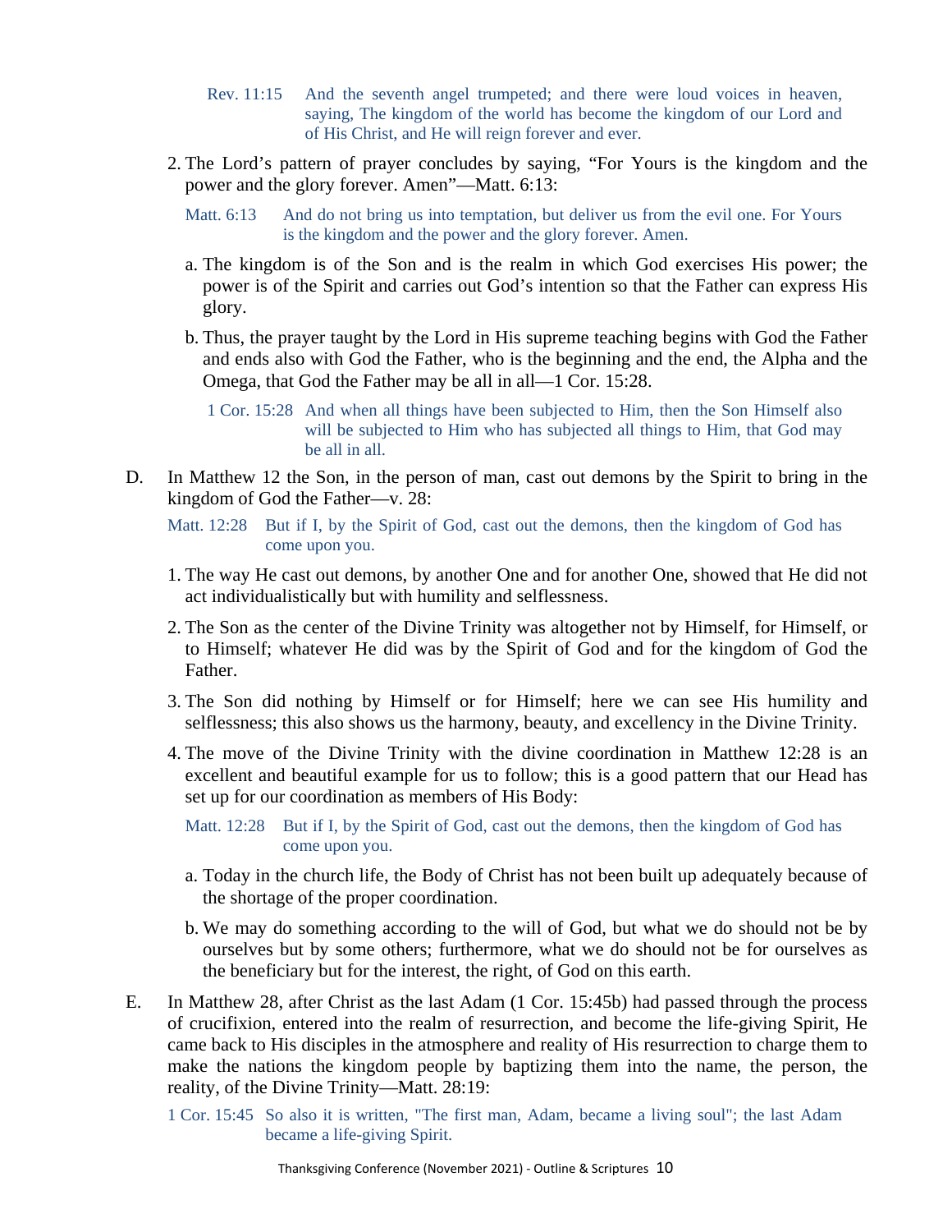Rev. 11:15 And the seventh angel trumpeted; and there were loud voices in heaven, saying, The kingdom of the world has become the kingdom of our Lord and of His Christ, and He will reign forever and ever.

2. The Lord's pattern of prayer concludes by saying, "For Yours is the kingdom and the power and the glory forever. Amen"—Matt. 6:13:

Matt. 6:13 And do not bring us into temptation, but deliver us from the evil one. For Yours is the kingdom and the power and the glory forever. Amen.

a. The kingdom is of the Son and is the realm in which God exercises His power; the power is of the Spirit and carries out God's intention so that the Father can express His glory.

b. Thus, the prayer taught by the Lord in His supreme teaching begins with God the Father and ends also with God the Father, who is the beginning and the end, the Alpha and the Omega, that God the Father may be all in all—1 Cor. 15:28.

1 Cor. 15:28 And when all things have been subjected to Him, then the Son Himself also will be subjected to Him who has subjected all things to Him, that God may be all in all.

D. In Matthew 12 the Son, in the person of man, cast out demons by the Spirit to bring in the kingdom of God the Father—v. 28:

Matt. 12:28 But if I, by the Spirit of God, cast out the demons, then the kingdom of God has come upon you.

1. The way He cast out demons, by another One and for another One, showed that He did not act individualistically but with humility and selflessness.

2. The Son as the center of the Divine Trinity was altogether not by Himself, for Himself, or to Himself; whatever He did was by the Spirit of God and for the kingdom of God the Father.

3. The Son did nothing by Himself or for Himself; here we can see His humility and selflessness; this also shows us the harmony, beauty, and excellency in the Divine Trinity.

4. The move of the Divine Trinity with the divine coordination in Matthew 12:28 is an excellent and beautiful example for us to follow; this is a good pattern that our Head has set up for our coordination as members of His Body:

Matt. 12:28 But if I, by the Spirit of God, cast out the demons, then the kingdom of God has come upon you.

a. Today in the church life, the Body of Christ has not been built up adequately because of the shortage of the proper coordination.

b. We may do something according to the will of God, but what we do should not be by ourselves but by some others; furthermore, what we do should not be for ourselves as the beneficiary but for the interest, the right, of God on this earth.

E. In Matthew 28, after Christ as the last Adam (1 Cor. 15:45b) had passed through the process of crucifixion, entered into the realm of resurrection, and become the life-giving Spirit, He came back to His disciples in the atmosphere and reality of His resurrection to charge them to make the nations the kingdom people by baptizing them into the name, the person, the reality, of the Divine Trinity—Matt. 28:19:

1 Cor. 15:45 So also it is written, "The first man, Adam, became a living soul"; the last Adam became a life-giving Spirit.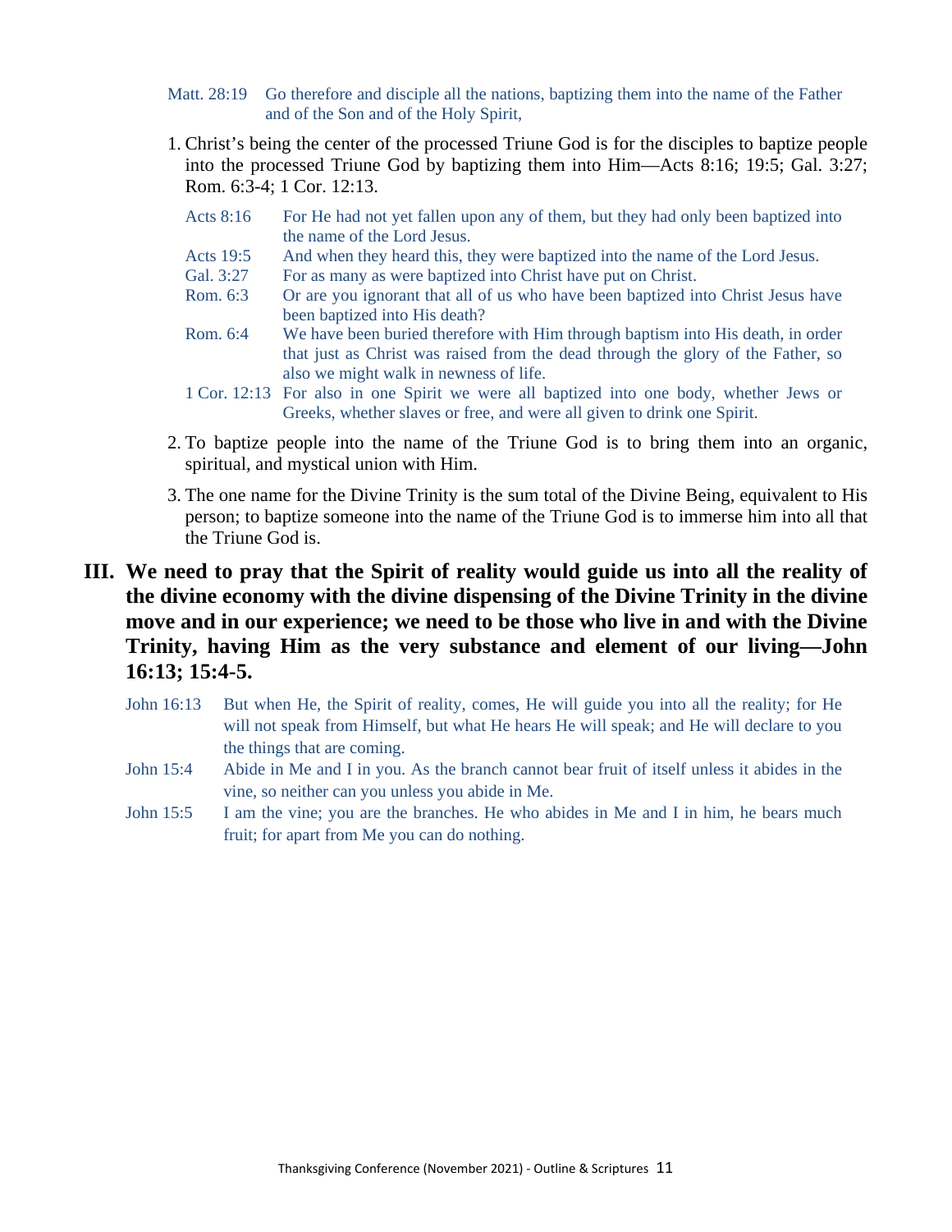Matt. 28:19 Go therefore and disciple all the nations, baptizing them into the name of the Father and of the Son and of the Holy Spirit,

1. Christ's being the center of the processed Triune God is for the disciples to baptize people into the processed Triune God by baptizing them into Him—Acts 8:16; 19:5; Gal. 3:27; Rom. 6:3-4; 1 Cor. 12:13.

   Acts 8:16 For He had not yet fallen upon any of them, but they had only been baptized into the name of the Lord Jesus.

   Acts 19:5 And when they heard this, they were baptized into the name of the Lord Jesus.

   Gal. 3:27 For as many as were baptized into Christ have put on Christ.

   Rom. 6:3 Or are you ignorant that all of us who have been baptized into Christ Jesus have been baptized into His death?

   Rom. 6:4 We have been buried therefore with Him through baptism into His death, in order that just as Christ was raised from the dead through the glory of the Father, so also we might walk in newness of life.

   1 Cor. 12:13 For also in one Spirit we were all baptized into one body, whether Jews or Greeks, whether slaves or free, and were all given to drink one Spirit.

2. To baptize people into the name of the Triune God is to bring them into an organic, spiritual, and mystical union with Him.

3. The one name for the Divine Trinity is the sum total of the Divine Being, equivalent to His person; to baptize someone into the name of the Triune God is to immerse him into all that the Triune God is.

## III. We need to pray that the Spirit of reality would guide us into all the reality of the divine economy with the divine dispensing of the Divine Trinity in the divine move and in our experience; we need to be those who live in and with the Divine Trinity, having Him as the very substance and element of our living—John 16:13; 15:4-5.

John 16:13 But when He, the Spirit of reality, comes, He will guide you into all the reality; for He will not speak from Himself, but what He hears He will speak; and He will declare to you the things that are coming.

John 15:4 Abide in Me and I in you. As the branch cannot bear fruit of itself unless it abides in the vine, so neither can you unless you abide in Me.

John 15:5 I am the vine; you are the branches. He who abides in Me and I in him, he bears much fruit; for apart from Me you can do nothing.